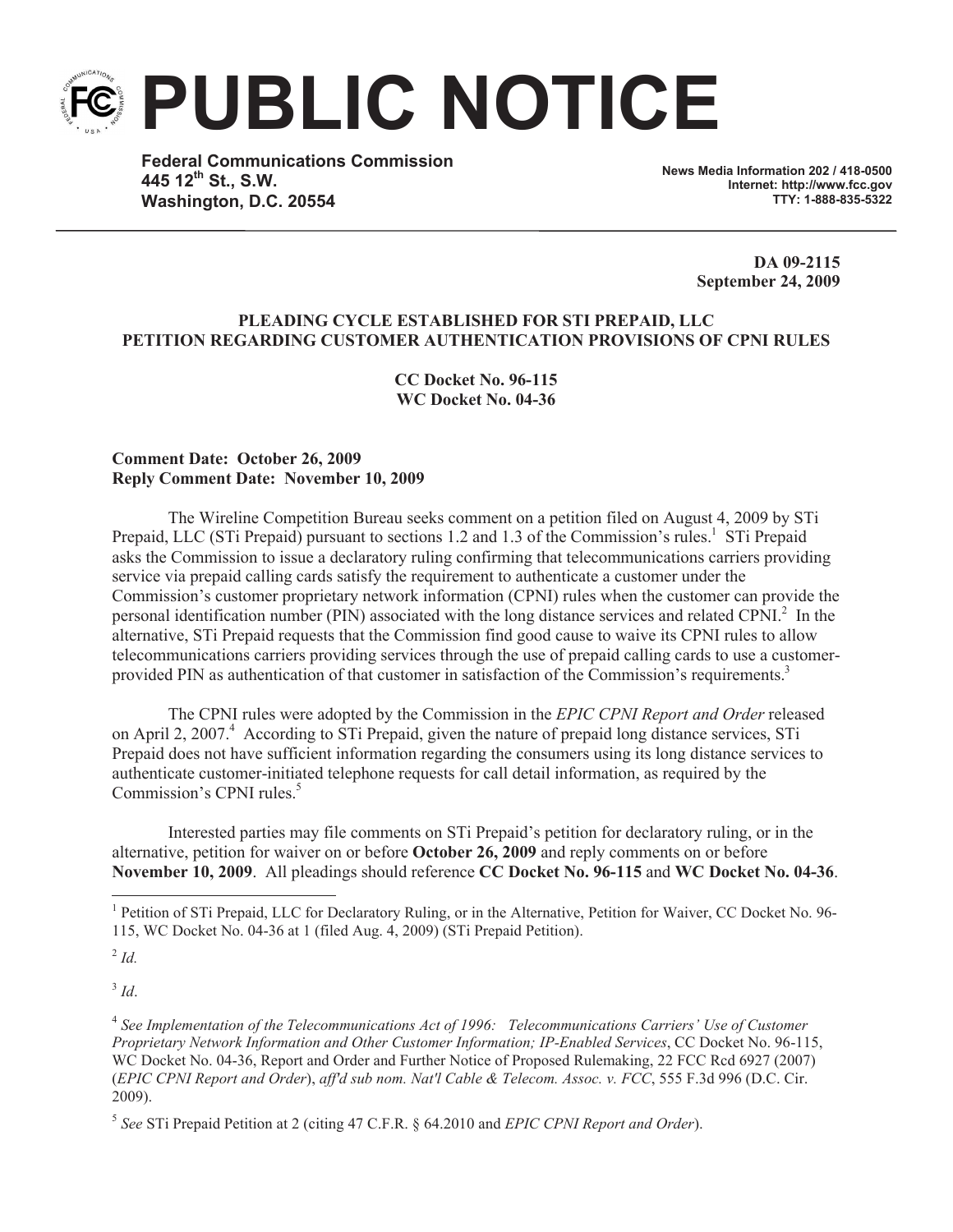# PUBLIC NOTICE

**Federal Communications Commission**
**445 12th St., S.W.**
**Washington, D.C. 20554**

**News Media Information 202 / 418-0500**
**Internet: http://www.fcc.gov**
**TTY: 1-888-835-5322**

**DA 09-2115**
**September 24, 2009**

**PLEADING CYCLE ESTABLISHED FOR STI PREPAID, LLC PETITION REGARDING CUSTOMER AUTHENTICATION PROVISIONS OF CPNI RULES**

**CC Docket No. 96-115**
**WC Docket No. 04-36**

**Comment Date: October 26, 2009**
**Reply Comment Date: November 10, 2009**

The Wireline Competition Bureau seeks comment on a petition filed on August 4, 2009 by STi Prepaid, LLC (STi Prepaid) pursuant to sections 1.2 and 1.3 of the Commission's rules.[1] STi Prepaid asks the Commission to issue a declaratory ruling confirming that telecommunications carriers providing service via prepaid calling cards satisfy the requirement to authenticate a customer under the Commission's customer proprietary network information (CPNI) rules when the customer can provide the personal identification number (PIN) associated with the long distance services and related CPNI.[2] In the alternative, STi Prepaid requests that the Commission find good cause to waive its CPNI rules to allow telecommunications carriers providing services through the use of prepaid calling cards to use a customer-provided PIN as authentication of that customer in satisfaction of the Commission's requirements.[3]

The CPNI rules were adopted by the Commission in the *EPIC CPNI Report and Order* released on April 2, 2007.[4] According to STi Prepaid, given the nature of prepaid long distance services, STi Prepaid does not have sufficient information regarding the consumers using its long distance services to authenticate customer-initiated telephone requests for call detail information, as required by the Commission's CPNI rules.[5]

Interested parties may file comments on STi Prepaid's petition for declaratory ruling, or in the alternative, petition for waiver on or before **October 26, 2009** and reply comments on or before **November 10, 2009**. All pleadings should reference **CC Docket No. 96-115** and **WC Docket No. 04-36**.

---

[1] Petition of STi Prepaid, LLC for Declaratory Ruling, or in the Alternative, Petition for Waiver, CC Docket No. 96-115, WC Docket No. 04-36 at 1 (filed Aug. 4, 2009) (STi Prepaid Petition).

[2] *Id.*

[3] *Id*.

[4] *See Implementation of the Telecommunications Act of 1996: Telecommunications Carriers' Use of Customer Proprietary Network Information and Other Customer Information; IP-Enabled Services*, CC Docket No. 96-115, WC Docket No. 04-36, Report and Order and Further Notice of Proposed Rulemaking, 22 FCC Rcd 6927 (2007) (*EPIC CPNI Report and Order*), *aff'd sub nom. Nat'l Cable & Telecom. Assoc. v. FCC*, 555 F.3d 996 (D.C. Cir. 2009).

[5] *See* STi Prepaid Petition at 2 (citing 47 C.F.R. § 64.2010 and *EPIC CPNI Report and Order*).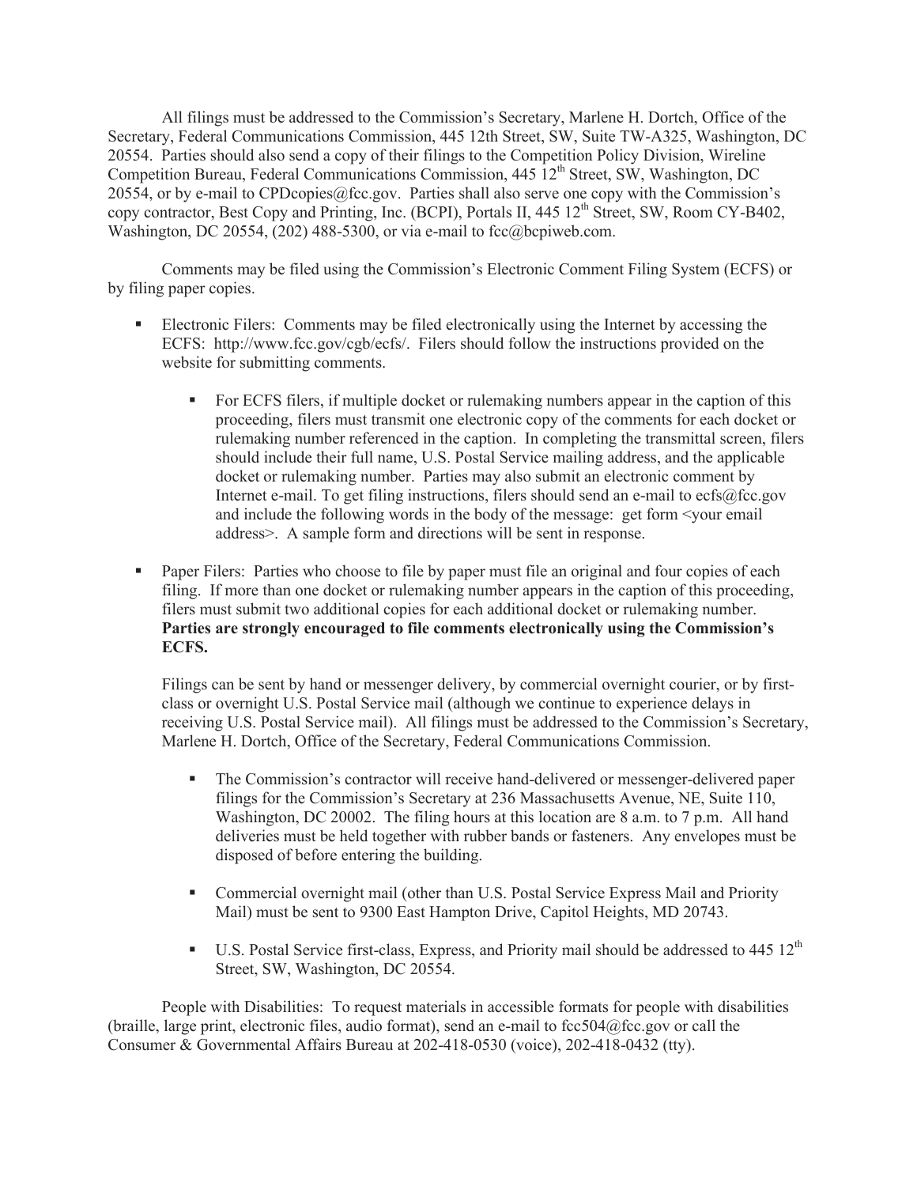All filings must be addressed to the Commission's Secretary, Marlene H. Dortch, Office of the Secretary, Federal Communications Commission, 445 12th Street, SW, Suite TW-A325, Washington, DC 20554. Parties should also send a copy of their filings to the Competition Policy Division, Wireline Competition Bureau, Federal Communications Commission, 445 12th Street, SW, Washington, DC 20554, or by e-mail to CPDcopies@fcc.gov. Parties shall also serve one copy with the Commission's copy contractor, Best Copy and Printing, Inc. (BCPI), Portals II, 445 12th Street, SW, Room CY-B402, Washington, DC 20554, (202) 488-5300, or via e-mail to fcc@bcpiweb.com.

Comments may be filed using the Commission's Electronic Comment Filing System (ECFS) or by filing paper copies.

- Electronic Filers: Comments may be filed electronically using the Internet by accessing the ECFS: http://www.fcc.gov/cgb/ecfs/. Filers should follow the instructions provided on the website for submitting comments.
    - For ECFS filers, if multiple docket or rulemaking numbers appear in the caption of this proceeding, filers must transmit one electronic copy of the comments for each docket or rulemaking number referenced in the caption. In completing the transmittal screen, filers should include their full name, U.S. Postal Service mailing address, and the applicable docket or rulemaking number. Parties may also submit an electronic comment by Internet e-mail. To get filing instructions, filers should send an e-mail to ecfs@fcc.gov and include the following words in the body of the message: get form <your email address>. A sample form and directions will be sent in response.

- Paper Filers: Parties who choose to file by paper must file an original and four copies of each filing. If more than one docket or rulemaking number appears in the caption of this proceeding, filers must submit two additional copies for each additional docket or rulemaking number. **Parties are strongly encouraged to file comments electronically using the Commission's ECFS.**

  Filings can be sent by hand or messenger delivery, by commercial overnight courier, or by first-class or overnight U.S. Postal Service mail (although we continue to experience delays in receiving U.S. Postal Service mail). All filings must be addressed to the Commission's Secretary, Marlene H. Dortch, Office of the Secretary, Federal Communications Commission.

    - The Commission's contractor will receive hand-delivered or messenger-delivered paper filings for the Commission's Secretary at 236 Massachusetts Avenue, NE, Suite 110, Washington, DC 20002. The filing hours at this location are 8 a.m. to 7 p.m. All hand deliveries must be held together with rubber bands or fasteners. Any envelopes must be disposed of before entering the building.
    - Commercial overnight mail (other than U.S. Postal Service Express Mail and Priority Mail) must be sent to 9300 East Hampton Drive, Capitol Heights, MD 20743.
    - U.S. Postal Service first-class, Express, and Priority mail should be addressed to 445 12th Street, SW, Washington, DC 20554.

People with Disabilities: To request materials in accessible formats for people with disabilities (braille, large print, electronic files, audio format), send an e-mail to fcc504@fcc.gov or call the Consumer & Governmental Affairs Bureau at 202-418-0530 (voice), 202-418-0432 (tty).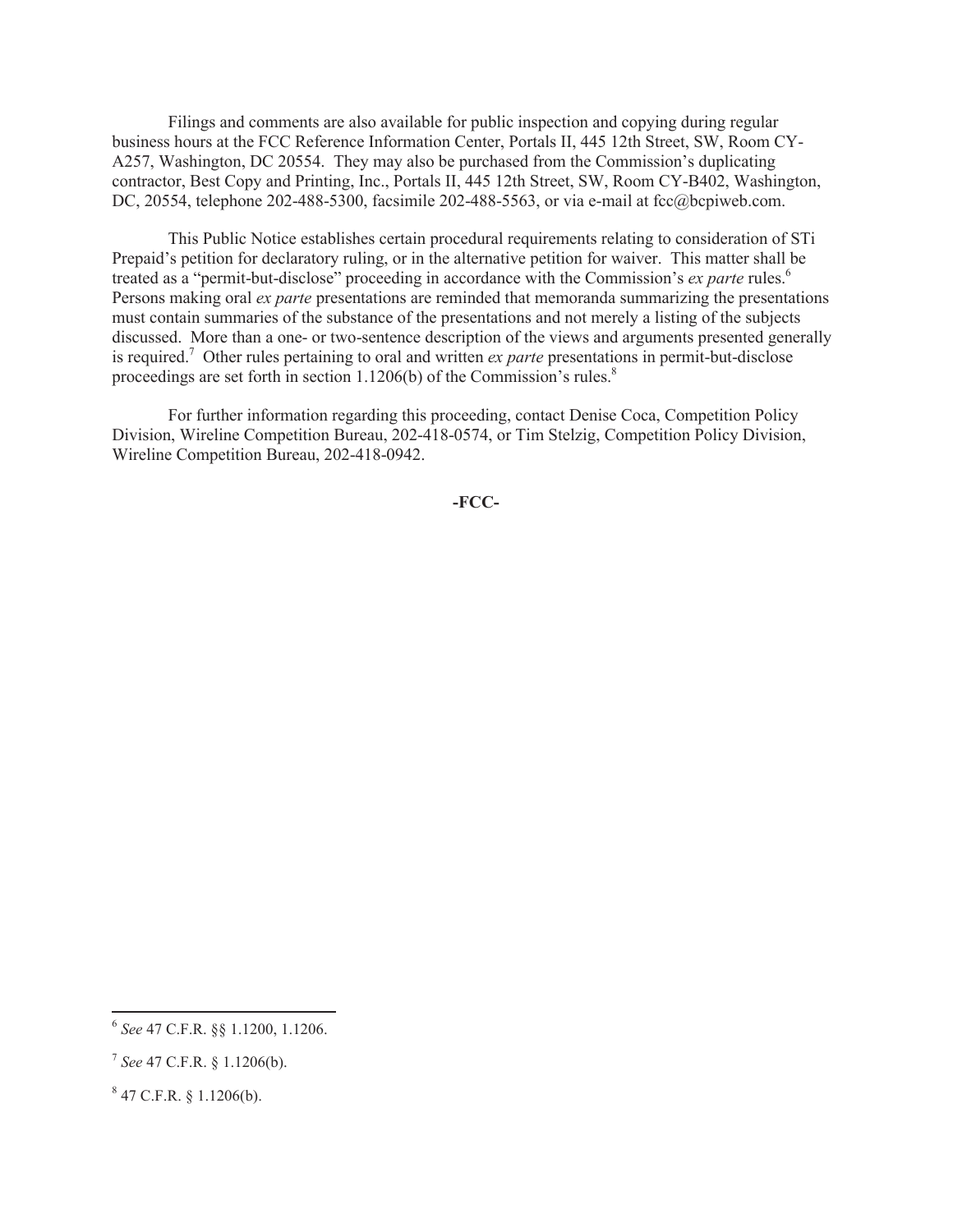Filings and comments are also available for public inspection and copying during regular business hours at the FCC Reference Information Center, Portals II, 445 12th Street, SW, Room CY-A257, Washington, DC 20554. They may also be purchased from the Commission's duplicating contractor, Best Copy and Printing, Inc., Portals II, 445 12th Street, SW, Room CY-B402, Washington, DC, 20554, telephone 202-488-5300, facsimile 202-488-5563, or via e-mail at fcc@bcpiweb.com.

This Public Notice establishes certain procedural requirements relating to consideration of STi Prepaid's petition for declaratory ruling, or in the alternative petition for waiver. This matter shall be treated as a "permit-but-disclose" proceeding in accordance with the Commission's *ex parte* rules.[6] Persons making oral *ex parte* presentations are reminded that memoranda summarizing the presentations must contain summaries of the substance of the presentations and not merely a listing of the subjects discussed. More than a one- or two-sentence description of the views and arguments presented generally is required.[7] Other rules pertaining to oral and written *ex parte* presentations in permit-but-disclose proceedings are set forth in section 1.1206(b) of the Commission's rules.[8]

For further information regarding this proceeding, contact Denise Coca, Competition Policy Division, Wireline Competition Bureau, 202-418-0574, or Tim Stelzig, Competition Policy Division, Wireline Competition Bureau, 202-418-0942.

**-FCC-**

---

[6] *See* 47 C.F.R. §§ 1.1200, 1.1206.

[7] *See* 47 C.F.R. § 1.1206(b).

[8] 47 C.F.R. § 1.1206(b).